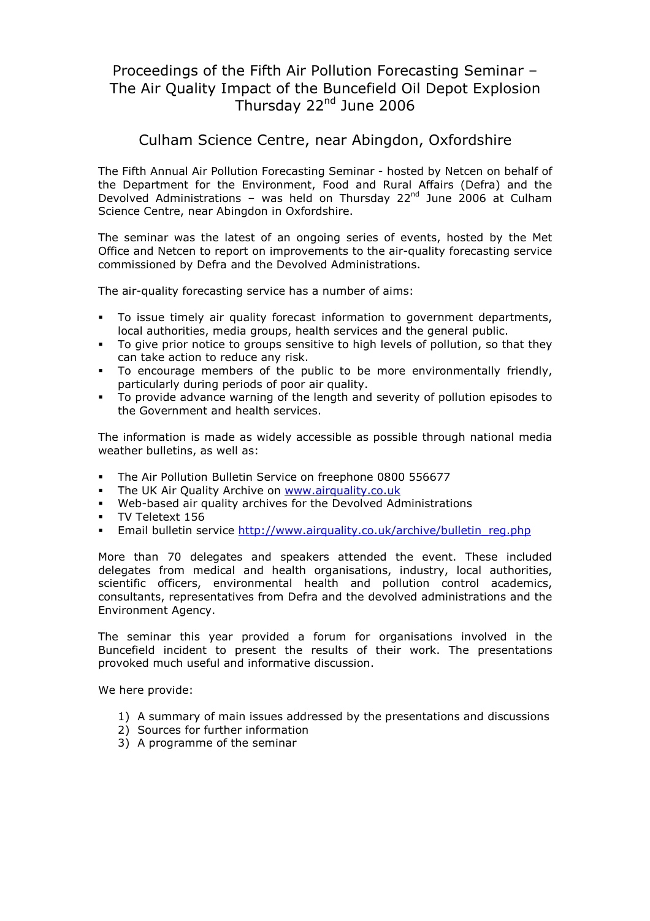# Proceedings of the Fifth Air Pollution Forecasting Seminar – The Air Quality Impact of the Buncefield Oil Depot Explosion Thursday 22nd June 2006

## Culham Science Centre, near Abingdon, Oxfordshire

The Fifth Annual Air Pollution Forecasting Seminar - hosted by Netcen on behalf of the Department for the Environment, Food and Rural Affairs (Defra) and the Devolved Administrations – was held on Thursday 22nd June 2006 at Culham Science Centre, near Abingdon in Oxfordshire.

The seminar was the latest of an ongoing series of events, hosted by the Met Office and Netcen to report on improvements to the air-quality forecasting service commissioned by Defra and the Devolved Administrations.

The air-quality forecasting service has a number of aims:

- To issue timely air quality forecast information to government departments, local authorities, media groups, health services and the general public.
- To give prior notice to groups sensitive to high levels of pollution, so that they can take action to reduce any risk.
- To encourage members of the public to be more environmentally friendly, particularly during periods of poor air quality.
- To provide advance warning of the length and severity of pollution episodes to the Government and health services.

The information is made as widely accessible as possible through national media weather bulletins, as well as:

- The Air Pollution Bulletin Service on freephone 0800 556677
- The UK Air Quality Archive on www.airquality.co.uk
- Web-based air quality archives for the Devolved Administrations
- TV Teletext 156
- Email bulletin service http://www.airquality.co.uk/archive/bulletin_reg.php

More than 70 delegates and speakers attended the event. These included delegates from medical and health organisations, industry, local authorities, scientific officers, environmental health and pollution control academics, consultants, representatives from Defra and the devolved administrations and the Environment Agency.

The seminar this year provided a forum for organisations involved in the Buncefield incident to present the results of their work. The presentations provoked much useful and informative discussion.

We here provide:

1) A summary of main issues addressed by the presentations and discussions
2) Sources for further information
3) A programme of the seminar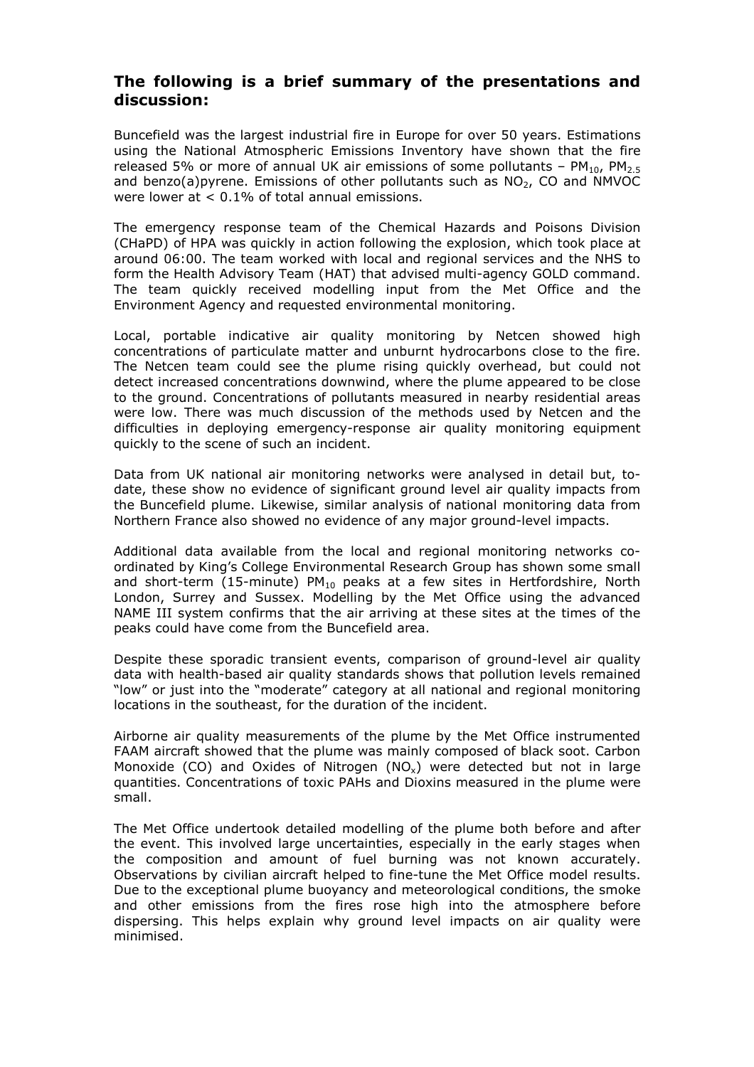## The following is a brief summary of the presentations and discussion:

Buncefield was the largest industrial fire in Europe for over 50 years. Estimations using the National Atmospheric Emissions Inventory have shown that the fire released 5% or more of annual UK air emissions of some pollutants – $PM_{10}$, $PM_{2.5}$ and benzo(a)pyrene. Emissions of other pollutants such as $NO_2$, CO and NMVOC were lower at < 0.1% of total annual emissions.

The emergency response team of the Chemical Hazards and Poisons Division (CHaPD) of HPA was quickly in action following the explosion, which took place at around 06:00. The team worked with local and regional services and the NHS to form the Health Advisory Team (HAT) that advised multi-agency GOLD command. The team quickly received modelling input from the Met Office and the Environment Agency and requested environmental monitoring.

Local, portable indicative air quality monitoring by Netcen showed high concentrations of particulate matter and unburnt hydrocarbons close to the fire. The Netcen team could see the plume rising quickly overhead, but could not detect increased concentrations downwind, where the plume appeared to be close to the ground. Concentrations of pollutants measured in nearby residential areas were low. There was much discussion of the methods used by Netcen and the difficulties in deploying emergency-response air quality monitoring equipment quickly to the scene of such an incident.

Data from UK national air monitoring networks were analysed in detail but, to-date, these show no evidence of significant ground level air quality impacts from the Buncefield plume. Likewise, similar analysis of national monitoring data from Northern France also showed no evidence of any major ground-level impacts.

Additional data available from the local and regional monitoring networks co-ordinated by King's College Environmental Research Group has shown some small and short-term (15-minute) $PM_{10}$ peaks at a few sites in Hertfordshire, North London, Surrey and Sussex. Modelling by the Met Office using the advanced NAME III system confirms that the air arriving at these sites at the times of the peaks could have come from the Buncefield area.

Despite these sporadic transient events, comparison of ground-level air quality data with health-based air quality standards shows that pollution levels remained "low" or just into the "moderate" category at all national and regional monitoring locations in the southeast, for the duration of the incident.

Airborne air quality measurements of the plume by the Met Office instrumented FAAM aircraft showed that the plume was mainly composed of black soot. Carbon Monoxide (CO) and Oxides of Nitrogen ($NO_x$) were detected but not in large quantities. Concentrations of toxic PAHs and Dioxins measured in the plume were small.

The Met Office undertook detailed modelling of the plume both before and after the event. This involved large uncertainties, especially in the early stages when the composition and amount of fuel burning was not known accurately. Observations by civilian aircraft helped to fine-tune the Met Office model results. Due to the exceptional plume buoyancy and meteorological conditions, the smoke and other emissions from the fires rose high into the atmosphere before dispersing. This helps explain why ground level impacts on air quality were minimised.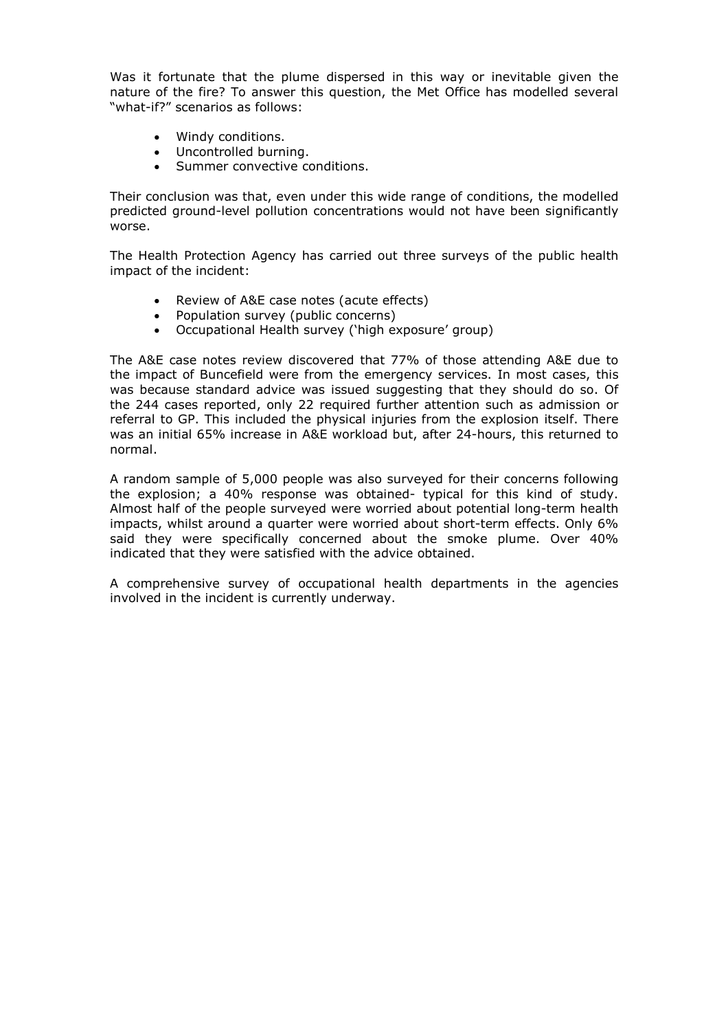Was it fortunate that the plume dispersed in this way or inevitable given the nature of the fire? To answer this question, the Met Office has modelled several "what-if?" scenarios as follows:

- Windy conditions.
- Uncontrolled burning.
- Summer convective conditions.

Their conclusion was that, even under this wide range of conditions, the modelled predicted ground-level pollution concentrations would not have been significantly worse.

The Health Protection Agency has carried out three surveys of the public health impact of the incident:

- Review of A&E case notes (acute effects)
- Population survey (public concerns)
- Occupational Health survey ('high exposure' group)

The A&E case notes review discovered that 77% of those attending A&E due to the impact of Buncefield were from the emergency services. In most cases, this was because standard advice was issued suggesting that they should do so. Of the 244 cases reported, only 22 required further attention such as admission or referral to GP. This included the physical injuries from the explosion itself. There was an initial 65% increase in A&E workload but, after 24-hours, this returned to normal.

A random sample of 5,000 people was also surveyed for their concerns following the explosion; a 40% response was obtained- typical for this kind of study. Almost half of the people surveyed were worried about potential long-term health impacts, whilst around a quarter were worried about short-term effects. Only 6% said they were specifically concerned about the smoke plume. Over 40% indicated that they were satisfied with the advice obtained.

A comprehensive survey of occupational health departments in the agencies involved in the incident is currently underway.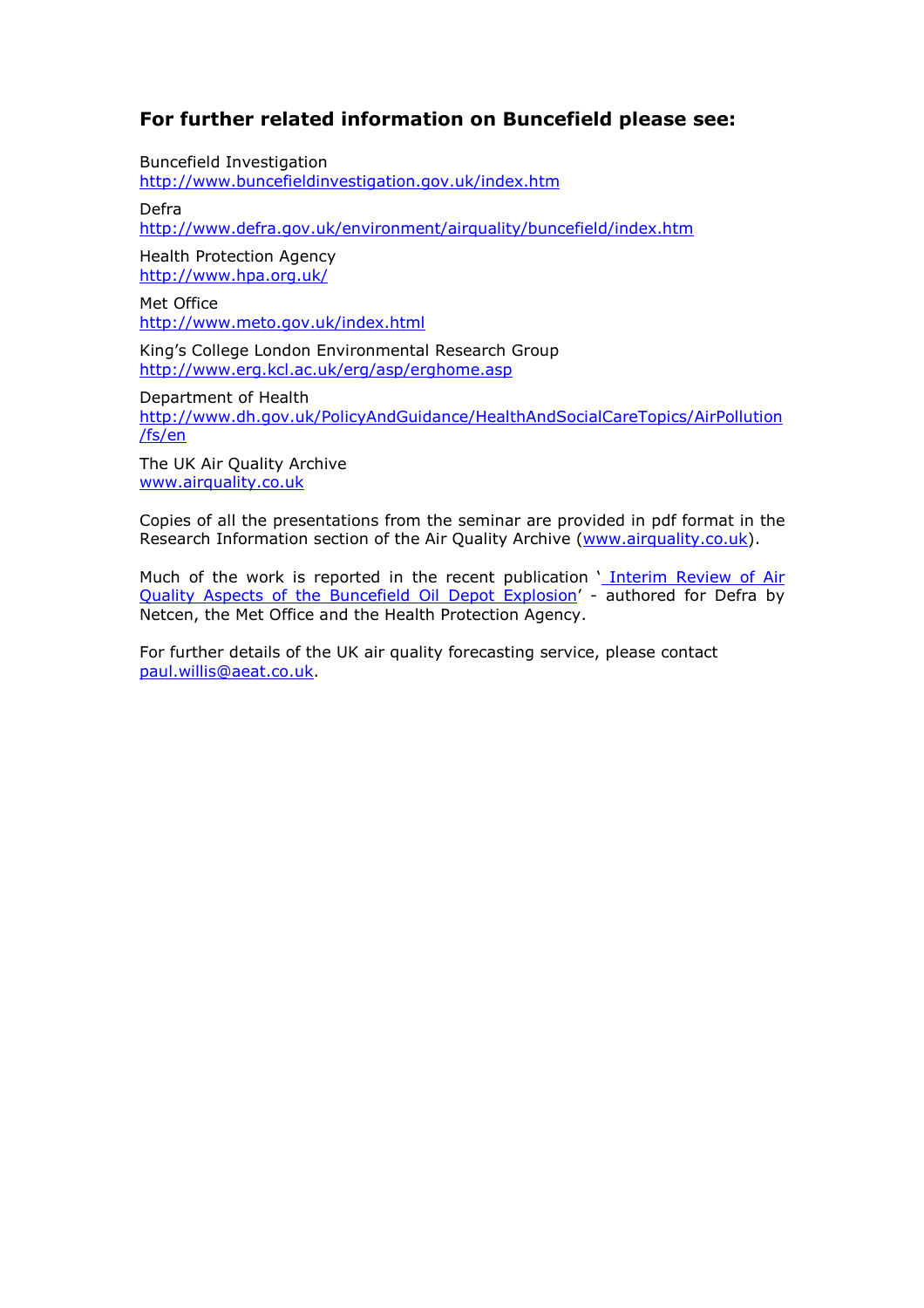### For further related information on Buncefield please see:

Buncefield Investigation
http://www.buncefieldinvestigation.gov.uk/index.htm

Defra
http://www.defra.gov.uk/environment/airquality/buncefield/index.htm

Health Protection Agency
http://www.hpa.org.uk/

Met Office
http://www.meto.gov.uk/index.html

King's College London Environmental Research Group
http://www.erg.kcl.ac.uk/erg/asp/erghome.asp

Department of Health
http://www.dh.gov.uk/PolicyAndGuidance/HealthAndSocialCareTopics/AirPollution/fs/en

The UK Air Quality Archive
www.airquality.co.uk

Copies of all the presentations from the seminar are provided in pdf format in the Research Information section of the Air Quality Archive (www.airquality.co.uk).

Much of the work is reported in the recent publication ' Interim Review of Air Quality Aspects of the Buncefield Oil Depot Explosion' - authored for Defra by Netcen, the Met Office and the Health Protection Agency.

For further details of the UK air quality forecasting service, please contact paul.willis@aeat.co.uk.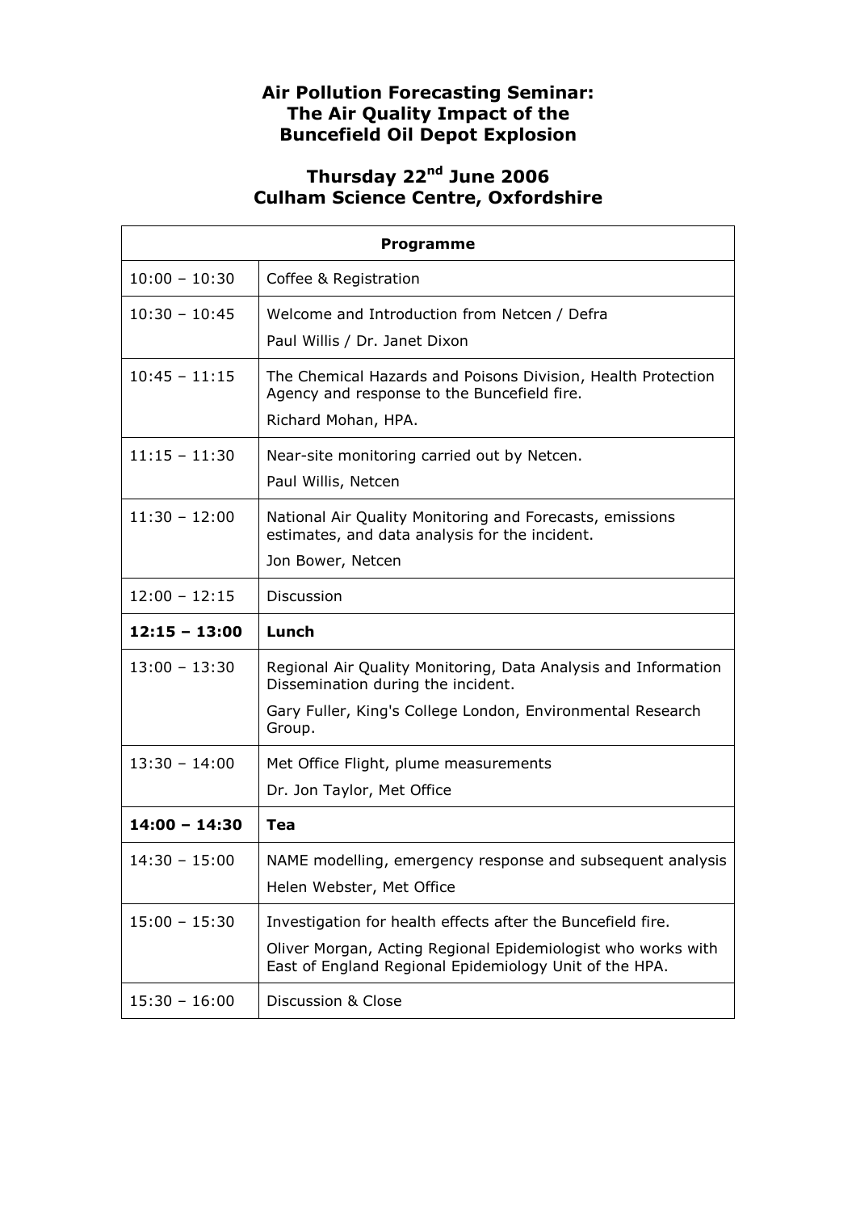**Air Pollution Forecasting Seminar:**
**The Air Quality Impact of the**
**Buncefield Oil Depot Explosion**

**Thursday 22nd June 2006**
**Culham Science Centre, Oxfordshire**

| **Programme** | |
|---|---|
| 10:00 – 10:30 | Coffee & Registration |
| 10:30 – 10:45 | Welcome and Introduction from Netcen / Defra<br>Paul Willis / Dr. Janet Dixon |
| 10:45 – 11:15 | The Chemical Hazards and Poisons Division, Health Protection Agency and response to the Buncefield fire.<br>Richard Mohan, HPA. |
| 11:15 – 11:30 | Near-site monitoring carried out by Netcen.<br>Paul Willis, Netcen |
| 11:30 – 12:00 | National Air Quality Monitoring and Forecasts, emissions estimates, and data analysis for the incident.<br>Jon Bower, Netcen |
| 12:00 – 12:15 | Discussion |
| **12:15 – 13:00** | **Lunch** |
| 13:00 – 13:30 | Regional Air Quality Monitoring, Data Analysis and Information Dissemination during the incident.<br>Gary Fuller, King's College London, Environmental Research Group. |
| 13:30 – 14:00 | Met Office Flight, plume measurements<br>Dr. Jon Taylor, Met Office |
| **14:00 – 14:30** | **Tea** |
| 14:30 – 15:00 | NAME modelling, emergency response and subsequent analysis<br>Helen Webster, Met Office |
| 15:00 – 15:30 | Investigation for health effects after the Buncefield fire.<br>Oliver Morgan, Acting Regional Epidemiologist who works with East of England Regional Epidemiology Unit of the HPA. |
| 15:30 – 16:00 | Discussion & Close |